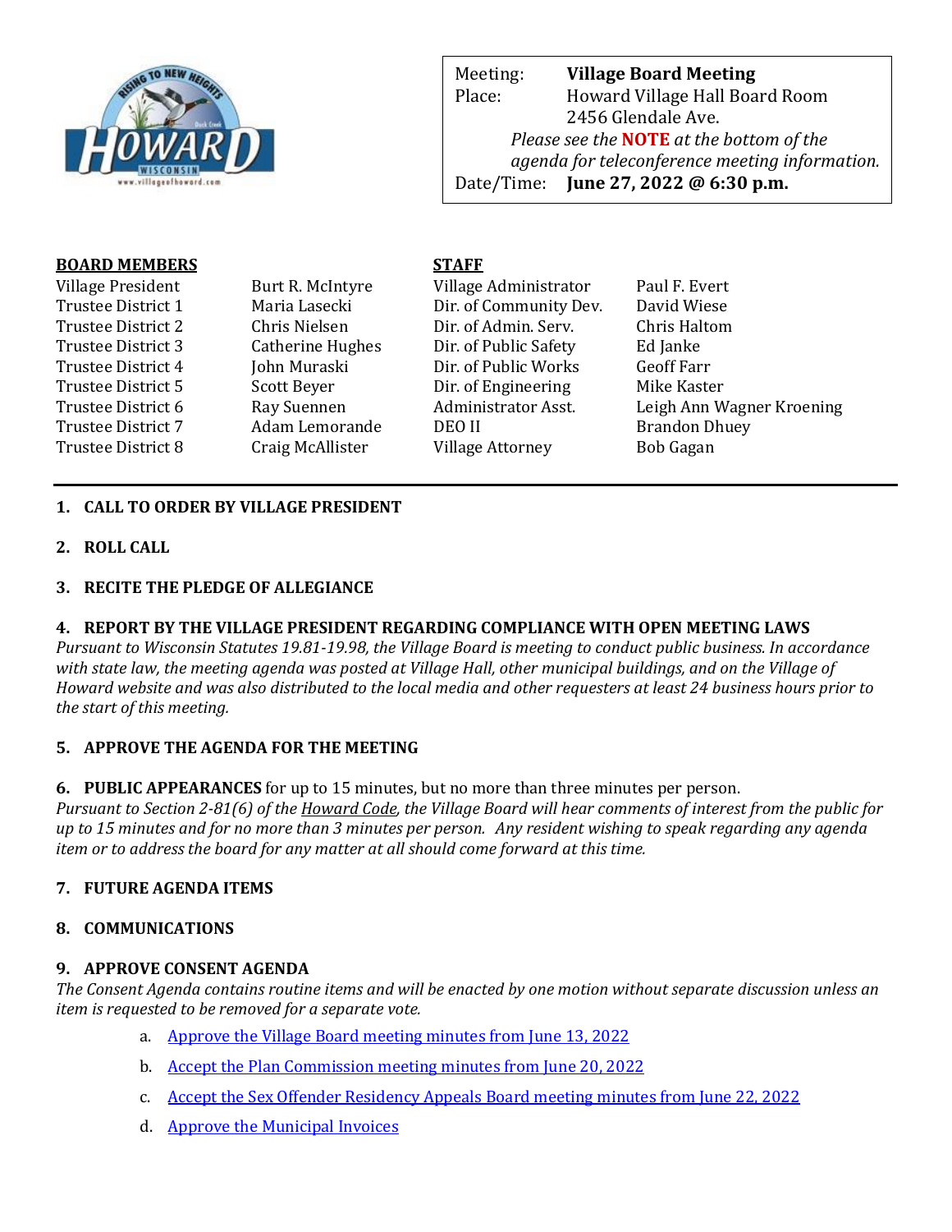| | |
|---|---|
| Meeting: | **Village Board Meeting** |
| Place: | Howard Village Hall Board Room<br>2456 Glendale Ave. |
| | *Please see the* ***NOTE*** *at the bottom of the agenda for teleconference meeting information.* |
| Date/Time: | **June 27, 2022 @ 6:30 p.m.** |

| **BOARD MEMBERS** | | **STAFF** | |
|---|---|---|---|
| Village President | Burt R. McIntyre | Village Administrator | Paul F. Evert |
| Trustee District 1 | Maria Lasecki | Dir. of Community Dev. | David Wiese |
| Trustee District 2 | Chris Nielsen | Dir. of Admin. Serv. | Chris Haltom |
| Trustee District 3 | Catherine Hughes | Dir. of Public Safety | Ed Janke |
| Trustee District 4 | John Muraski | Dir. of Public Works | Geoff Farr |
| Trustee District 5 | Scott Beyer | Dir. of Engineering | Mike Kaster |
| Trustee District 6 | Ray Suennen | Administrator Asst. | Leigh Ann Wagner Kroening |
| Trustee District 7 | Adam Lemorande | DEO II | Brandon Dhuey |
| Trustee District 8 | Craig McAllister | Village Attorney | Bob Gagan |

**1. CALL TO ORDER BY VILLAGE PRESIDENT**

**2. ROLL CALL**

**3. RECITE THE PLEDGE OF ALLEGIANCE**

**4. REPORT BY THE VILLAGE PRESIDENT REGARDING COMPLIANCE WITH OPEN MEETING LAWS**

*Pursuant to Wisconsin Statutes 19.81-19.98, the Village Board is meeting to conduct public business. In accordance with state law, the meeting agenda was posted at Village Hall, other municipal buildings, and on the Village of Howard website and was also distributed to the local media and other requesters at least 24 business hours prior to the start of this meeting.*

**5. APPROVE THE AGENDA FOR THE MEETING**

**6. PUBLIC APPEARANCES** for up to 15 minutes, but no more than three minutes per person.

*Pursuant to Section 2-81(6) of the Howard Code, the Village Board will hear comments of interest from the public for up to 15 minutes and for no more than 3 minutes per person. Any resident wishing to speak regarding any agenda item or to address the board for any matter at all should come forward at this time.*

**7. FUTURE AGENDA ITEMS**

**8. COMMUNICATIONS**

**9. APPROVE CONSENT AGENDA**

*The Consent Agenda contains routine items and will be enacted by one motion without separate discussion unless an item is requested to be removed for a separate vote.*

a. Approve the Village Board meeting minutes from June 13, 2022

b. Accept the Plan Commission meeting minutes from June 20, 2022

c. Accept the Sex Offender Residency Appeals Board meeting minutes from June 22, 2022

d. Approve the Municipal Invoices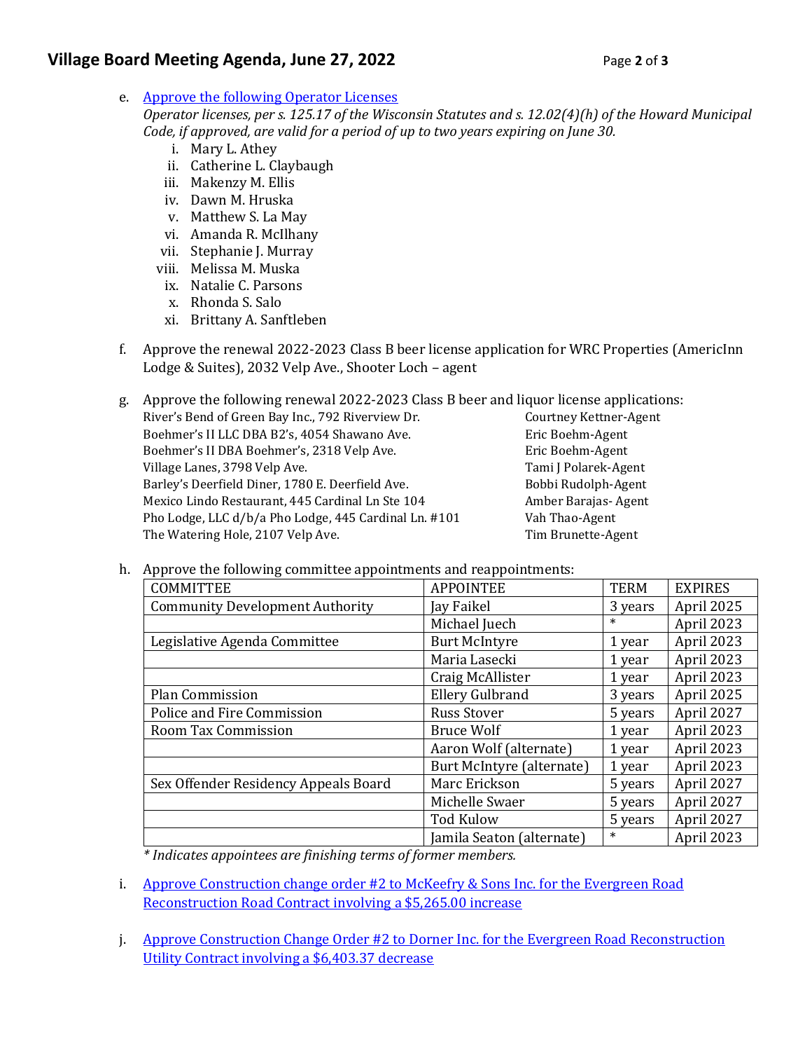e. [Approve the following Operator Licenses](#)
   *Operator licenses, per s. 125.17 of the Wisconsin Statutes and s. 12.02(4)(h) of the Howard Municipal Code, if approved, are valid for a period of up to two years expiring on June 30.*
   i. Mary L. Athey
   ii. Catherine L. Claybaugh
   iii. Makenzy M. Ellis
   iv. Dawn M. Hruska
   v. Matthew S. La May
   vi. Amanda R. McIlhany
   vii. Stephanie J. Murray
   viii. Melissa M. Muska
   ix. Natalie C. Parsons
   x. Rhonda S. Salo
   xi. Brittany A. Sanftleben

f. Approve the renewal 2022-2023 Class B beer license application for WRC Properties (AmericInn Lodge & Suites), 2032 Velp Ave., Shooter Loch – agent

g. Approve the following renewal 2022-2023 Class B beer and liquor license applications:

| | |
|---|---|
| River's Bend of Green Bay Inc., 792 Riverview Dr. | Courtney Kettner-Agent |
| Boehmer's II LLC DBA B2's, 4054 Shawano Ave. | Eric Boehm-Agent |
| Boehmer's II DBA Boehmer's, 2318 Velp Ave. | Eric Boehm-Agent |
| Village Lanes, 3798 Velp Ave. | Tami J Polarek-Agent |
| Barley's Deerfield Diner, 1780 E. Deerfield Ave. | Bobbi Rudolph-Agent |
| Mexico Lindo Restaurant, 445 Cardinal Ln Ste 104 | Amber Barajas- Agent |
| Pho Lodge, LLC d/b/a Pho Lodge, 445 Cardinal Ln. #101 | Vah Thao-Agent |
| The Watering Hole, 2107 Velp Ave. | Tim Brunette-Agent |

h. Approve the following committee appointments and reappointments:

| COMMITTEE | APPOINTEE | TERM | EXPIRES |
|---|---|---|---|
| Community Development Authority | Jay Faikel | 3 years | April 2025 |
| | Michael Juech | * | April 2023 |
| Legislative Agenda Committee | Burt McIntyre | 1 year | April 2023 |
| | Maria Lasecki | 1 year | April 2023 |
| | Craig McAllister | 1 year | April 2023 |
| Plan Commission | Ellery Gulbrand | 3 years | April 2025 |
| Police and Fire Commission | Russ Stover | 5 years | April 2027 |
| Room Tax Commission | Bruce Wolf | 1 year | April 2023 |
| | Aaron Wolf (alternate) | 1 year | April 2023 |
| | Burt McIntyre (alternate) | 1 year | April 2023 |
| Sex Offender Residency Appeals Board | Marc Erickson | 5 years | April 2027 |
| | Michelle Swaer | 5 years | April 2027 |
| | Tod Kulow | 5 years | April 2027 |
| | Jamila Seaton (alternate) | * | April 2023 |

*\* Indicates appointees are finishing terms of former members.*

i. [Approve Construction change order #2 to McKeefry & Sons Inc. for the Evergreen Road Reconstruction Road Contract involving a $5,265.00 increase](#)

j. [Approve Construction Change Order #2 to Dorner Inc. for the Evergreen Road Reconstruction Utility Contract involving a $6,403.37 decrease](#)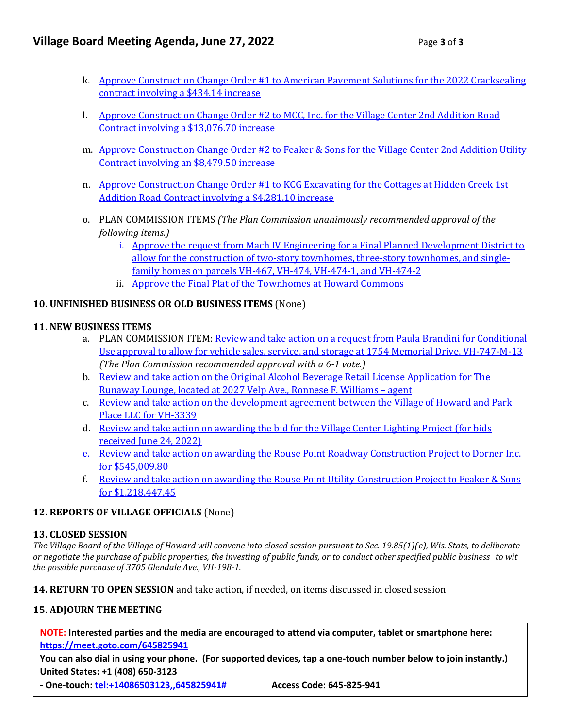k. Approve Construction Change Order #1 to American Pavement Solutions for the 2022 Cracksealing contract involving a $434.14 increase

l. Approve Construction Change Order #2 to MCC, Inc. for the Village Center 2nd Addition Road Contract involving a $13,076.70 increase

m. Approve Construction Change Order #2 to Feaker & Sons for the Village Center 2nd Addition Utility Contract involving an $8,479.50 increase

n. Approve Construction Change Order #1 to KCG Excavating for the Cottages at Hidden Creek 1st Addition Road Contract involving a $4,281.10 increase

o. PLAN COMMISSION ITEMS *(The Plan Commission unanimously recommended approval of the following items.)*
   i. Approve the request from Mach IV Engineering for a Final Planned Development District to allow for the construction of two-story townhomes, three-story townhomes, and single-family homes on parcels VH-467, VH-474, VH-474-1, and VH-474-2
   ii. Approve the Final Plat of the Townhomes at Howard Commons

**10. UNFINISHED BUSINESS OR OLD BUSINESS ITEMS** (None)

**11. NEW BUSINESS ITEMS**

a. PLAN COMMISSION ITEM: Review and take action on a request from Paula Brandini for Conditional Use approval to allow for vehicle sales, service, and storage at 1754 Memorial Drive, VH-747-M-13 *(The Plan Commission recommended approval with a 6-1 vote.)*

b. Review and take action on the Original Alcohol Beverage Retail License Application for The Runaway Lounge, located at 2027 Velp Ave., Ronnese F. Williams – agent

c. Review and take action on the development agreement between the Village of Howard and Park Place LLC for VH-3339

d. Review and take action on awarding the bid for the Village Center Lighting Project (for bids received June 24, 2022)

e. Review and take action on awarding the Rouse Point Roadway Construction Project to Dorner Inc. for $545,009.80

f. Review and take action on awarding the Rouse Point Utility Construction Project to Feaker & Sons for $1,218.447.45

**12. REPORTS OF VILLAGE OFFICIALS** (None)

**13. CLOSED SESSION**

*The Village Board of the Village of Howard will convene into closed session pursuant to Sec. 19.85(1)(e), Wis. Stats, to deliberate or negotiate the purchase of public properties, the investing of public funds, or to conduct other specified public business to wit the possible purchase of 3705 Glendale Ave., VH-198-1.*

**14. RETURN TO OPEN SESSION** and take action, if needed, on items discussed in closed session

**15. ADJOURN THE MEETING**

**NOTE: Interested parties and the media are encouraged to attend via computer, tablet or smartphone here: https://meet.goto.com/645825941**

**You can also dial in using your phone. (For supported devices, tap a one-touch number below to join instantly.)**

**United States: +1 (408) 650-3123**

**- One-touch: tel:+14086503123,,645825941#** **Access Code: 645-825-941**